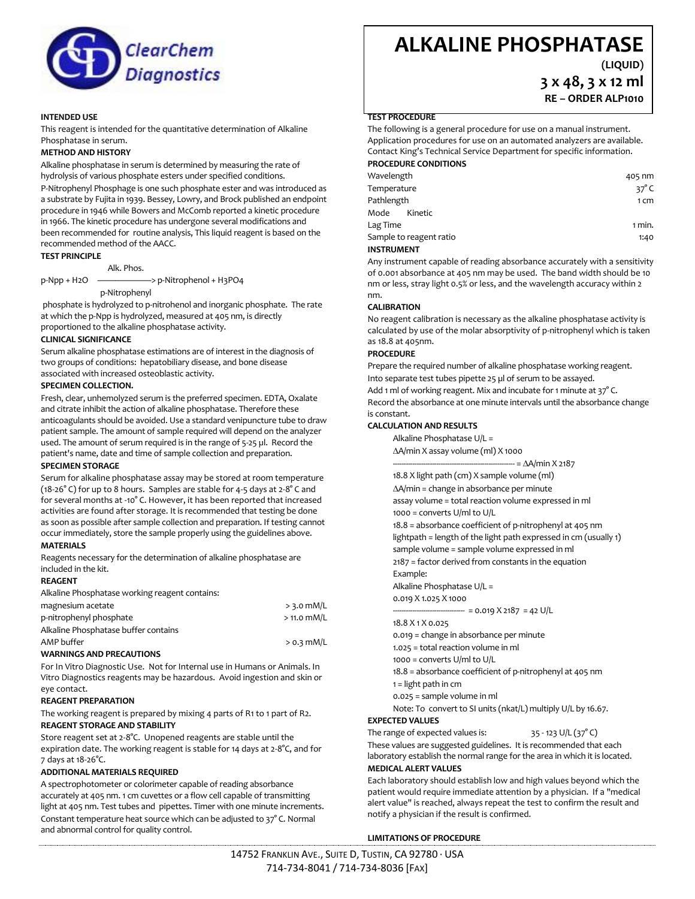# ALKALINE PHOSPHATASE

**(LIQUID)**

**3 x 48, 3 x 12 ml**

**RE – ORDER ALP1010**

### INTENDED USE

This reagent is intended for the quantitative determination of Alkaline Phosphatase in serum.

### METHOD AND HISTORY

Alkaline phosphatase in serum is determined by measuring the rate of hydrolysis of various phosphate esters under specified conditions.

P-Nitrophenyl Phosphage is one such phosphate ester and was introduced as a substrate by Fujita in 1939. Bessey, Lowry, and Brock published an endpoint procedure in 1946 while Bowers and McComb reported a kinetic procedure in 1966. The kinetic procedure has undergone several modifications and been recommended for routine analysis, This liquid reagent is based on the recommended method of the AACC.

### TEST PRINCIPLE

$$\text{p-Npp} + H_2O \xrightarrow{\text{Alk. Phos.}} \text{p-Nitrophenol} + H_3PO_4$$

p-Nitrophenyl phosphate is hydrolyzed to p-nitrohenol and inorganic phosphate. The rate at which the p-Npp is hydrolyzed, measured at 405 nm, is directly proportioned to the alkaline phosphatase activity.

### CLINICAL SIGNIFICANCE

Serum alkaline phosphatase estimations are of interest in the diagnosis of two groups of conditions: hepatobiliary disease, and bone disease associated with increased osteoblastic activity.

### SPECIMEN COLLECTION.

Fresh, clear, unhemolyzed serum is the preferred specimen. EDTA, Oxalate and citrate inhibit the action of alkaline phosphatase. Therefore these anticoagulants should be avoided. Use a standard venipuncture tube to draw patient sample. The amount of sample required will depend on the analyzer used. The amount of serum required is in the range of 5-25 µl. Record the patient's name, date and time of sample collection and preparation.

### SPECIMEN STORAGE

Serum for alkaline phosphatase assay may be stored at room temperature (18-26° C) for up to 8 hours. Samples are stable for 4-5 days at 2-8° C and for several months at -10° C. However, it has been reported that increased activities are found after storage. It is recommended that testing be done as soon as possible after sample collection and preparation. If testing cannot occur immediately, store the sample properly using the guidelines above.

### MATERIALS

Reagents necessary for the determination of alkaline phosphatase are included in the kit.

### REAGENT

| Alkaline Phosphatase working reagent contains: | |
|---|---|
| magnesium acetate | > 3.0 mM/L |
| p-nitrophenyl phosphate | > 11.0 mM/L |
| Alkaline Phosphatase buffer contains | |
| AMP buffer | > 0.3 mM/L |

### WARNINGS AND PRECAUTIONS

For In Vitro Diagnostic Use. Not for Internal use in Humans or Animals. In Vitro Diagnostics reagents may be hazardous. Avoid ingestion and skin or eye contact.

### REAGENT PREPARATION

The working reagent is prepared by mixing 4 parts of R1 to 1 part of R2.

### REAGENT STORAGE AND STABILITY

Store reagent set at 2-8°C. Unopened reagents are stable until the expiration date. The working reagent is stable for 14 days at 2-8°C, and for 7 days at 18-26°C.

### ADDITIONAL MATERIALS REQUIRED

A spectrophotometer or colorimeter capable of reading absorbance accurately at 405 nm. 1 cm cuvettes or a flow cell capable of transmitting light at 405 nm. Test tubes and pipettes. Timer with one minute increments. Constant temperature heat source which can be adjusted to 37° C. Normal and abnormal control for quality control.

### TEST PROCEDURE

The following is a general procedure for use on a manual instrument. Application procedures for use on an automated analyzers are available. Contact King's Technical Service Department for specific information.

### PROCEDURE CONDITIONS

| | |
|---|---|
| Wavelength | 405 nm |
| Temperature | 37° C |
| Pathlength | 1 cm |
| Mode Kinetic | |
| Lag Time | 1 min. |
| Sample to reagent ratio | 1:40 |

### INSTRUMENT

Any instrument capable of reading absorbance accurately with a sensitivity of 0.001 absorbance at 405 nm may be used. The band width should be 10 nm or less, stray light 0.5% or less, and the wavelength accuracy within 2 nm.

### CALIBRATION

No reagent calibration is necessary as the alkaline phosphatase activity is calculated by use of the molar absorptivity of p-nitrophenyl which is taken as 18.8 at 405nm.

### PROCEDURE

Prepare the required number of alkaline phosphatase working reagent.

Into separate test tubes pipette 25 µl of serum to be assayed.

Add 1 ml of working reagent. Mix and incubate for 1 minute at 37° C.

Record the absorbance at one minute intervals until the absorbance change is constant.

### CALCULATION AND RESULTS

Alkaline Phosphatase U/L =

$$\frac{\Delta A/\text{min} \times \text{assay volume (ml)} \times 1000}{18.8 \times \text{light path (cm)} \times \text{sample volume (ml)}} = \Delta A/\text{min} \times 2187$$

$\Delta A$/min = change in absorbance per minute

assay volume = total reaction volume expressed in ml

1000 = converts U/ml to U/L

18.8 = absorbance coefficient of p-nitrophenyl at 405 nm

lightpath = length of the light path expressed in cm (usually 1)

sample volume = sample volume expressed in ml

2187 = factor derived from constants in the equation

Example:

Alkaline Phosphatase U/L =

$$\frac{0.019 \times 1.025 \times 1000}{18.8 \times 1 \times 0.025} = 0.019 \times 2187 = 42 \text{ U/L}$$

0.019 = change in absorbance per minute

1.025 = total reaction volume in ml

1000 = converts U/ml to U/L

18.8 = absorbance coefficient of p-nitrophenyl at 405 nm

1 = light path in cm

0.025 = sample volume in ml

Note: To convert to SI units (nkat/L) multiply U/L by 16.67.

### EXPECTED VALUES

The range of expected values is: 35 - 123 U/L (37° C)

These values are suggested guidelines. It is recommended that each laboratory establish the normal range for the area in which it is located.

### MEDICAL ALERT VALUES

Each laboratory should establish low and high values beyond which the patient would require immediate attention by a physician. If a "medical alert value" is reached, always repeat the test to confirm the result and notify a physician if the result is confirmed.

### LIMITATIONS OF PROCEDURE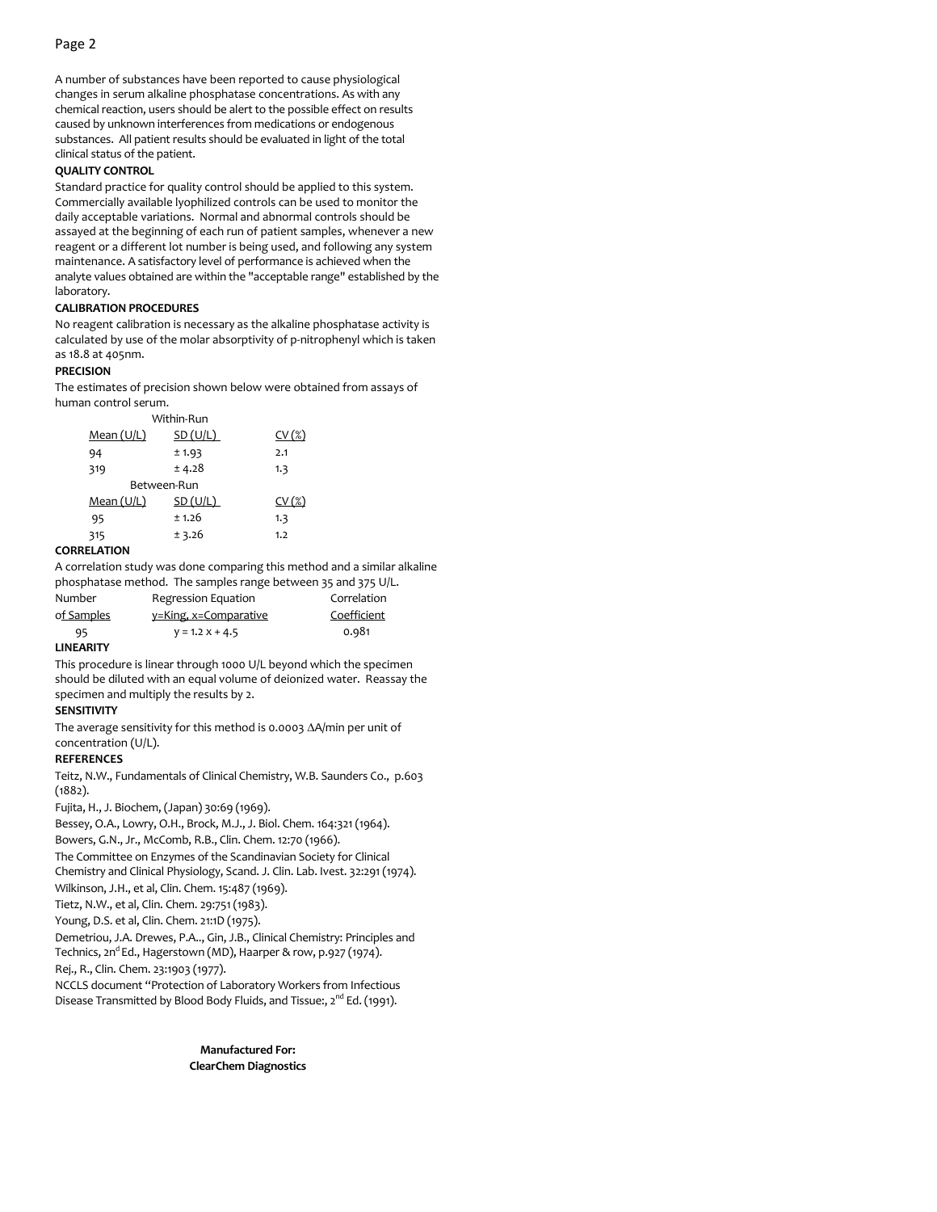A number of substances have been reported to cause physiological changes in serum alkaline phosphatase concentrations. As with any chemical reaction, users should be alert to the possible effect on results caused by unknown interferences from medications or endogenous substances. All patient results should be evaluated in light of the total clinical status of the patient.

**QUALITY CONTROL**

Standard practice for quality control should be applied to this system. Commercially available lyophilized controls can be used to monitor the daily acceptable variations. Normal and abnormal controls should be assayed at the beginning of each run of patient samples, whenever a new reagent or a different lot number is being used, and following any system maintenance. A satisfactory level of performance is achieved when the analyte values obtained are within the "acceptable range" established by the laboratory.

**CALIBRATION PROCEDURES**

No reagent calibration is necessary as the alkaline phosphatase activity is calculated by use of the molar absorptivity of p-nitrophenyl which is taken as 18.8 at 405nm.

**PRECISION**

The estimates of precision shown below were obtained from assays of human control serum.

| Within-Run | | |
|---|---|---|
| Mean (U/L) | SD (U/L) | CV (%) |
| 94 | ± 1.93 | 2.1 |
| 319 | ± 4.28 | 1.3 |

| Between-Run | | |
|---|---|---|
| Mean (U/L) | SD (U/L) | CV (%) |
| 95 | ± 1.26 | 1.3 |
| 315 | ± 3.26 | 1.2 |

**CORRELATION**

A correlation study was done comparing this method and a similar alkaline phosphatase method. The samples range between 35 and 375 U/L.

| Number of Samples | Regression Equation y=King, x=Comparative | Correlation Coefficient |
|---|---|---|
| 95 | $y = 1.2\,x + 4.5$ | 0.981 |

**LINEARITY**

This procedure is linear through 1000 U/L beyond which the specimen should be diluted with an equal volume of deionized water. Reassay the specimen and multiply the results by 2.

**SENSITIVITY**

The average sensitivity for this method is 0.0003 $\Delta$A/min per unit of concentration (U/L).

**REFERENCES**

Teitz, N.W., Fundamentals of Clinical Chemistry, W.B. Saunders Co., p.603 (1882).

Fujita, H., J. Biochem, (Japan) 30:69 (1969).

Bessey, O.A., Lowry, O.H., Brock, M.J., J. Biol. Chem. 164:321 (1964).

Bowers, G.N., Jr., McComb, R.B., Clin. Chem. 12:70 (1966).

The Committee on Enzymes of the Scandinavian Society for Clinical Chemistry and Clinical Physiology, Scand. J. Clin. Lab. Ivest. 32:291 (1974).

Wilkinson, J.H., et al, Clin. Chem. 15:487 (1969).

Tietz, N.W., et al, Clin. Chem. 29:751 (1983).

Young, D.S. et al, Clin. Chem. 21:1D (1975).

Demetriou, J.A. Drewes, P.A.., Gin, J.B., Clinical Chemistry: Principles and Technics, 2nd Ed., Hagerstown (MD), Haarper & row, p.927 (1974).

Rej., R., Clin. Chem. 23:1903 (1977).

NCCLS document "Protection of Laboratory Workers from Infectious Disease Transmitted by Blood Body Fluids, and Tissue:, 2nd Ed. (1991).

**Manufactured For:**
**ClearChem Diagnostics**